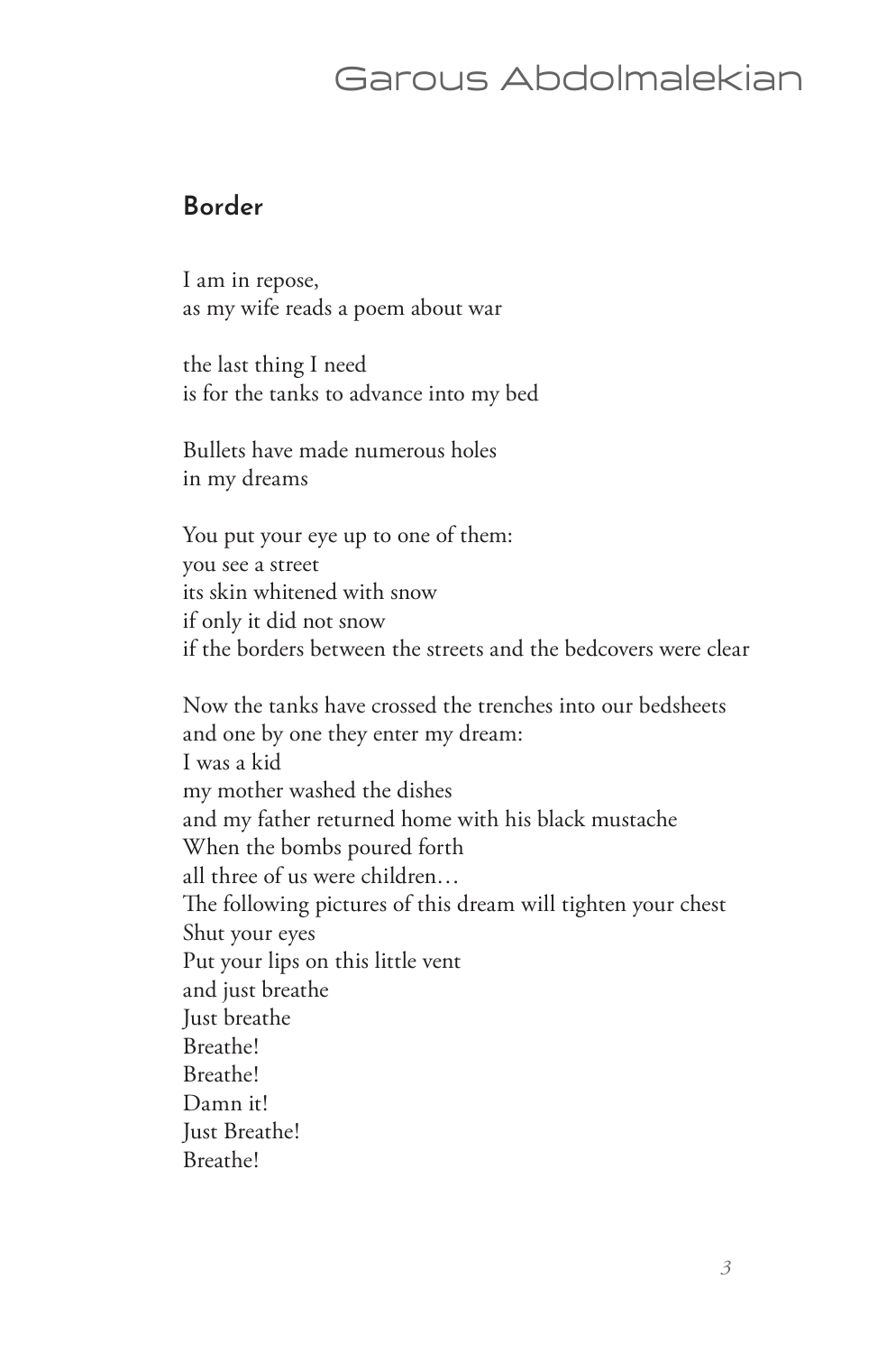# Garous Abdolmalekian

## Border

I am in repose,
as my wife reads a poem about war

the last thing I need
is for the tanks to advance into my bed

Bullets have made numerous holes
in my dreams

You put your eye up to one of them:
you see a street
its skin whitened with snow
if only it did not snow
if the borders between the streets and the bedcovers were clear

Now the tanks have crossed the trenches into our bedsheets
and one by one they enter my dream:
I was a kid
my mother washed the dishes
and my father returned home with his black mustache
When the bombs poured forth
all three of us were children…
The following pictures of this dream will tighten your chest
Shut your eyes
Put your lips on this little vent
and just breathe
Just breathe
Breathe!
Breathe!
Damn it!
Just Breathe!
Breathe!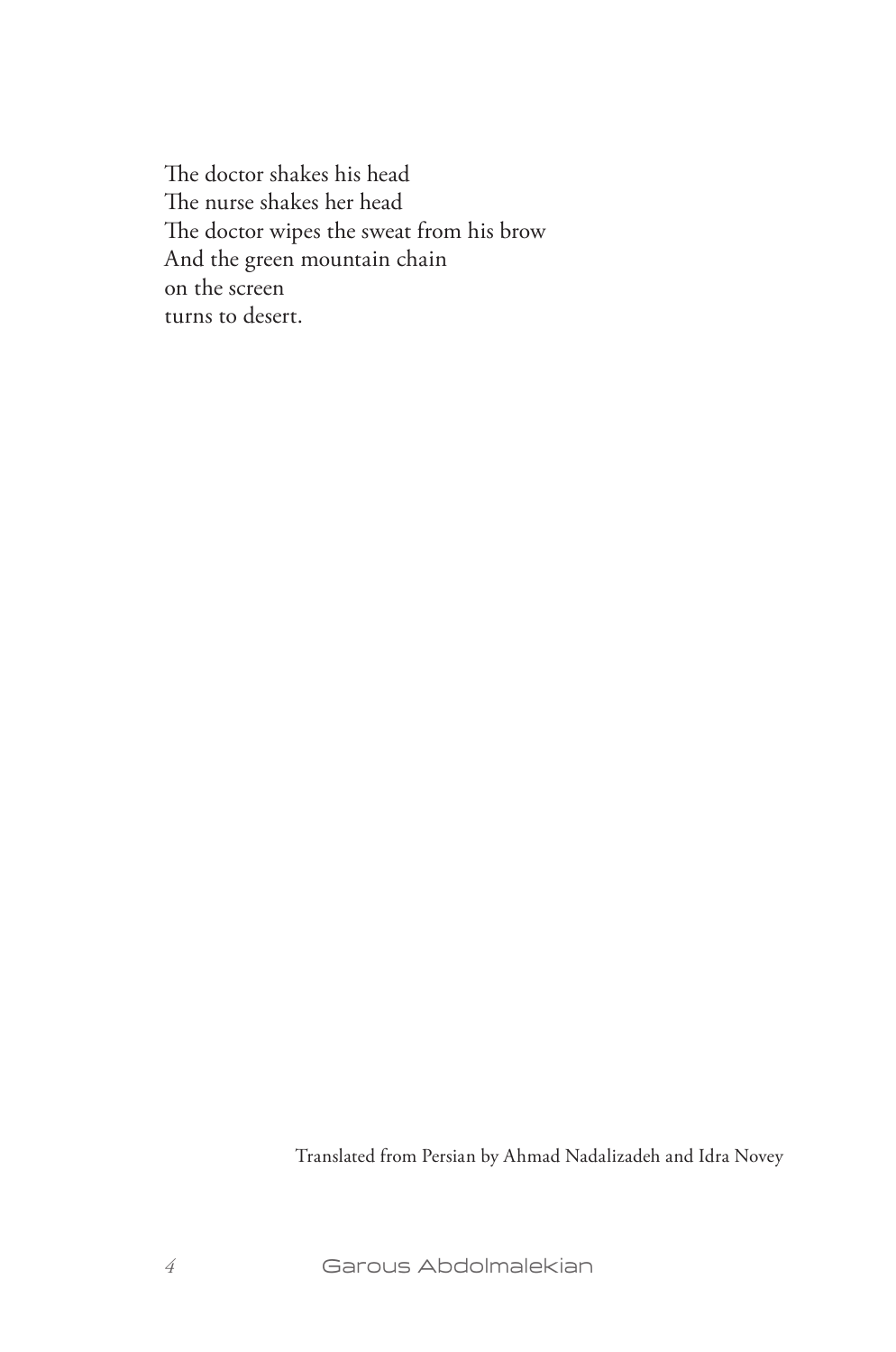The doctor shakes his head  
The nurse shakes her head  
The doctor wipes the sweat from his brow  
And the green mountain chain  
on the screen  
turns to desert.

Translated from Persian by Ahmad Nadalizadeh and Idra Novey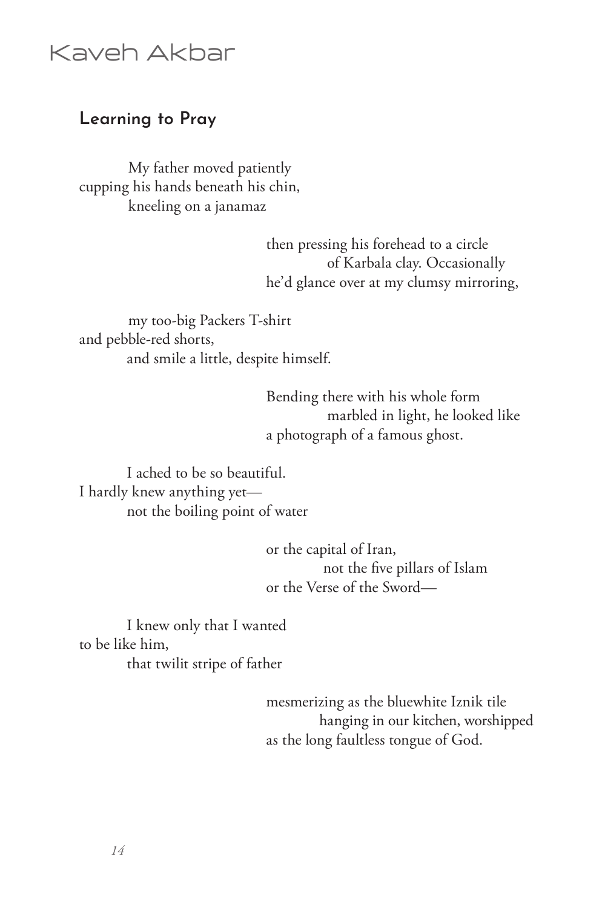# Kaveh Akbar

## Learning to Pray

My father moved patiently
cupping his hands beneath his chin,
kneeling on a janamaz

then pressing his forehead to a circle
of Karbala clay. Occasionally
he'd glance over at my clumsy mirroring,

my too-big Packers T-shirt
and pebble-red shorts,
and smile a little, despite himself.

Bending there with his whole form
marbled in light, he looked like
a photograph of a famous ghost.

I ached to be so beautiful.
I hardly knew anything yet—
not the boiling point of water

or the capital of Iran,
not the five pillars of Islam
or the Verse of the Sword—

I knew only that I wanted
to be like him,
that twilit stripe of father

mesmerizing as the bluewhite Iznik tile
hanging in our kitchen, worshipped
as the long faultless tongue of God.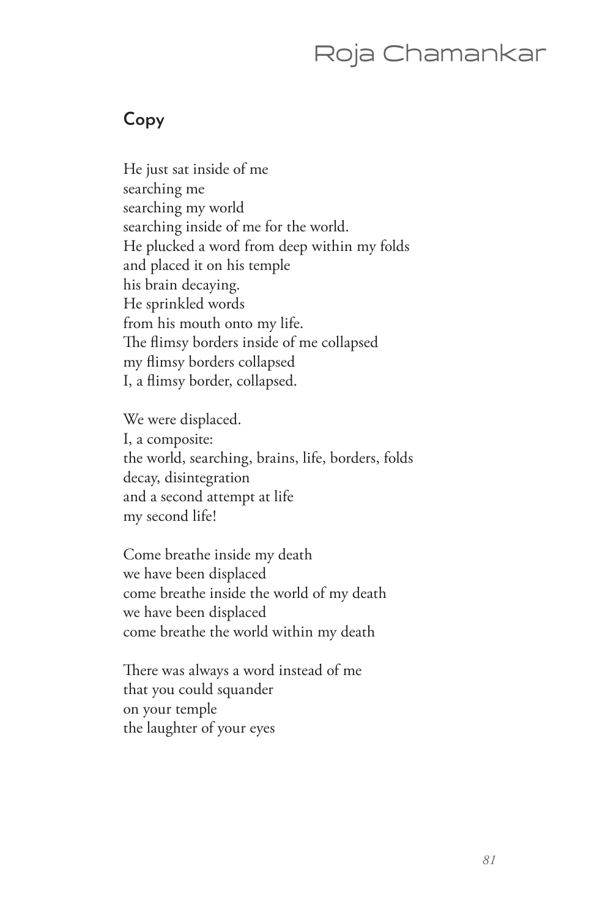## Copy

He just sat inside of me  
searching me  
searching my world  
searching inside of me for the world.  
He plucked a word from deep within my folds  
and placed it on his temple  
his brain decaying.  
He sprinkled words  
from his mouth onto my life.  
The flimsy borders inside of me collapsed  
my flimsy borders collapsed  
I, a flimsy border, collapsed.

We were displaced.  
I, a composite:  
the world, searching, brains, life, borders, folds  
decay, disintegration  
and a second attempt at life  
my second life!

Come breathe inside my death  
we have been displaced  
come breathe inside the world of my death  
we have been displaced  
come breathe the world within my death

There was always a word instead of me  
that you could squander  
on your temple  
the laughter of your eyes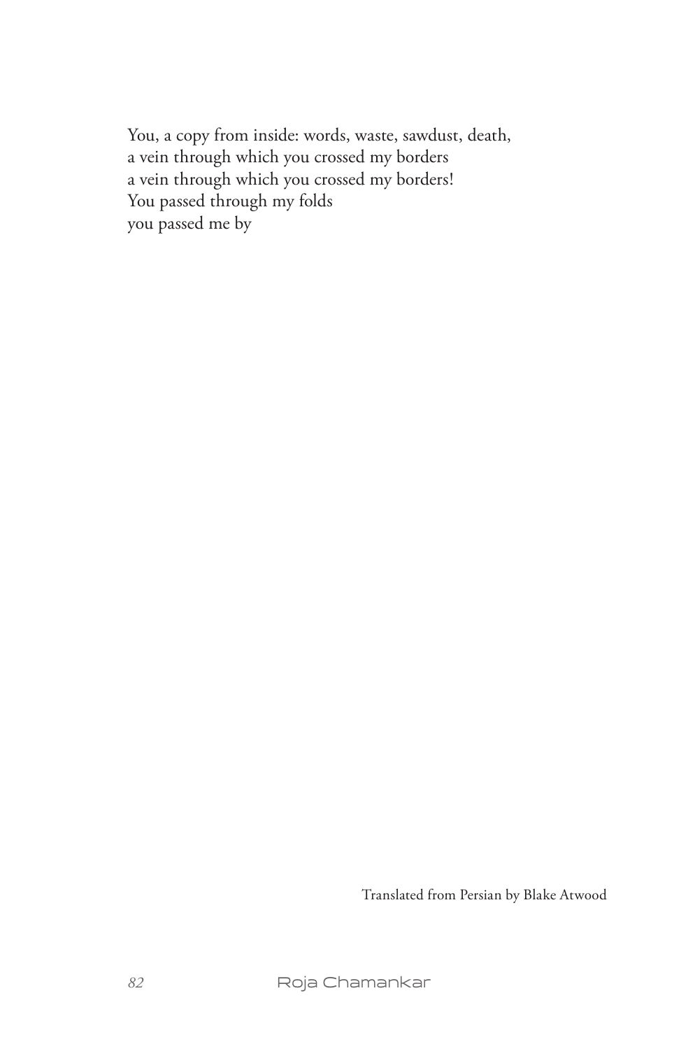You, a copy from inside: words, waste, sawdust, death,
a vein through which you crossed my borders
a vein through which you crossed my borders!
You passed through my folds
you passed me by

Translated from Persian by Blake Atwood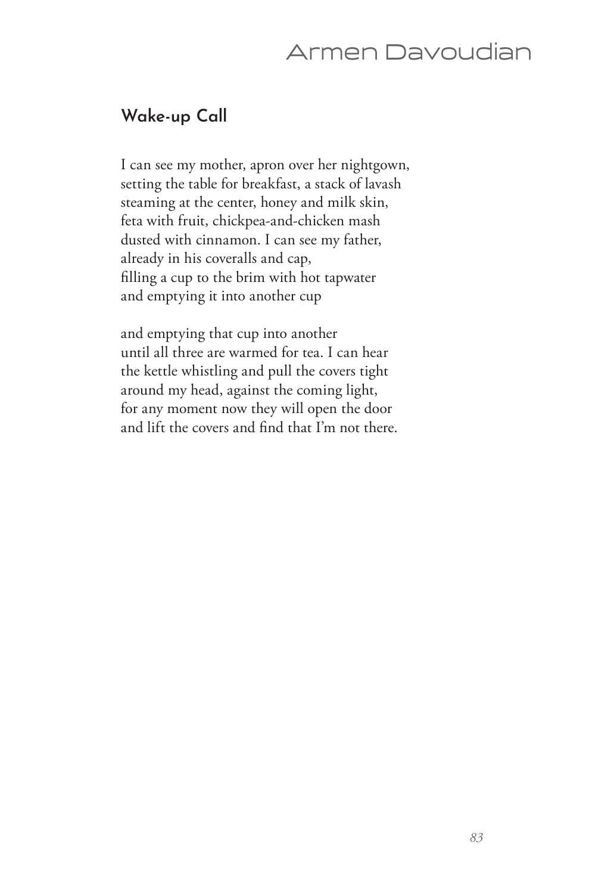## Wake-up Call

I can see my mother, apron over her nightgown,
setting the table for breakfast, a stack of lavash
steaming at the center, honey and milk skin,
feta with fruit, chickpea-and-chicken mash
dusted with cinnamon. I can see my father,
already in his coveralls and cap,
filling a cup to the brim with hot tapwater
and emptying it into another cup

and emptying that cup into another
until all three are warmed for tea. I can hear
the kettle whistling and pull the covers tight
around my head, against the coming light,
for any moment now they will open the door
and lift the covers and find that I'm not there.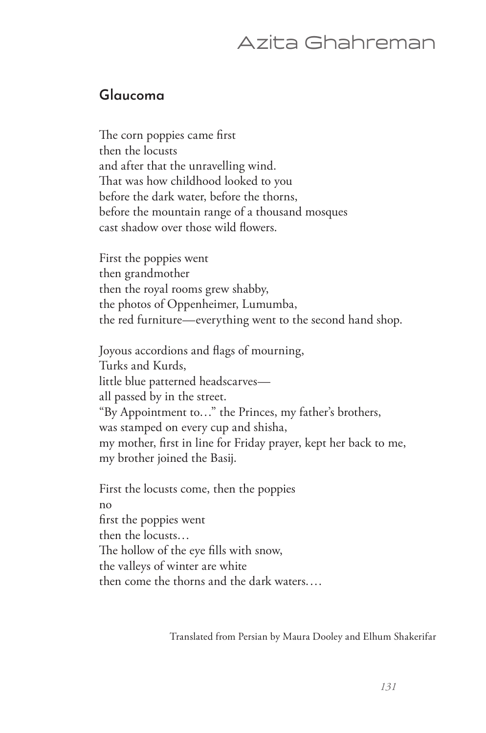# Azita Ghahreman

## Glaucoma

The corn poppies came first
then the locusts
and after that the unravelling wind.
That was how childhood looked to you
before the dark water, before the thorns,
before the mountain range of a thousand mosques
cast shadow over those wild flowers.

First the poppies went
then grandmother
then the royal rooms grew shabby,
the photos of Oppenheimer, Lumumba,
the red furniture—everything went to the second hand shop.

Joyous accordions and flags of mourning,
Turks and Kurds,
little blue patterned headscarves—
all passed by in the street.
"By Appointment to…" the Princes, my father's brothers,
was stamped on every cup and shisha,
my mother, first in line for Friday prayer, kept her back to me,
my brother joined the Basij.

First the locusts come, then the poppies
no
first the poppies went
then the locusts…
The hollow of the eye fills with snow,
the valleys of winter are white
then come the thorns and the dark waters.…

Translated from Persian by Maura Dooley and Elhum Shakerifar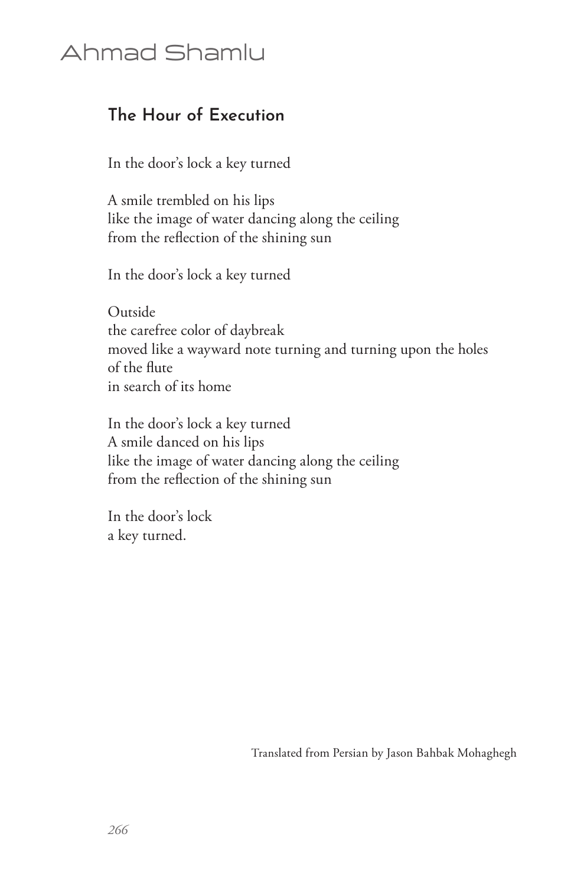# Ahmad Shamlu

## The Hour of Execution

In the door's lock a key turned

A smile trembled on his lips  
like the image of water dancing along the ceiling  
from the reflection of the shining sun

In the door's lock a key turned

Outside  
the carefree color of daybreak  
moved like a wayward note turning and turning upon the holes of the flute  
in search of its home

In the door's lock a key turned  
A smile danced on his lips  
like the image of water dancing along the ceiling  
from the reflection of the shining sun

In the door's lock  
a key turned.

Translated from Persian by Jason Bahbak Mohaghegh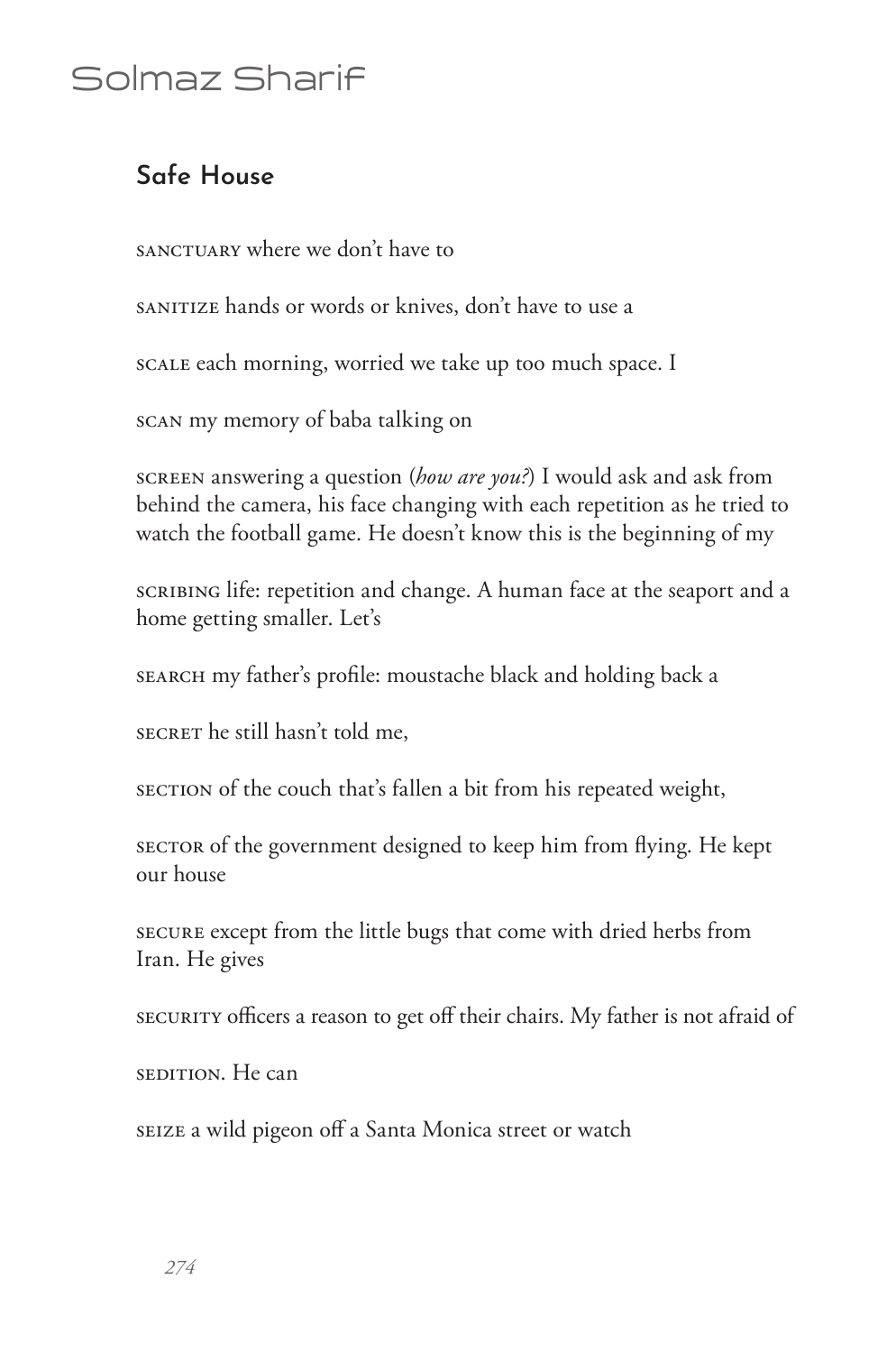# Solmaz Sharif

## Safe House

SANCTUARY where we don't have to

SANITIZE hands or words or knives, don't have to use a

SCALE each morning, worried we take up too much space. I

SCAN my memory of baba talking on

SCREEN answering a question (*how are you?*) I would ask and ask from behind the camera, his face changing with each repetition as he tried to watch the football game. He doesn't know this is the beginning of my

SCRIBING life: repetition and change. A human face at the seaport and a home getting smaller. Let's

SEARCH my father's profile: moustache black and holding back a

SECRET he still hasn't told me,

SECTION of the couch that's fallen a bit from his repeated weight,

SECTOR of the government designed to keep him from flying. He kept our house

SECURE except from the little bugs that come with dried herbs from Iran. He gives

SECURITY officers a reason to get off their chairs. My father is not afraid of

SEDITION. He can

SEIZE a wild pigeon off a Santa Monica street or watch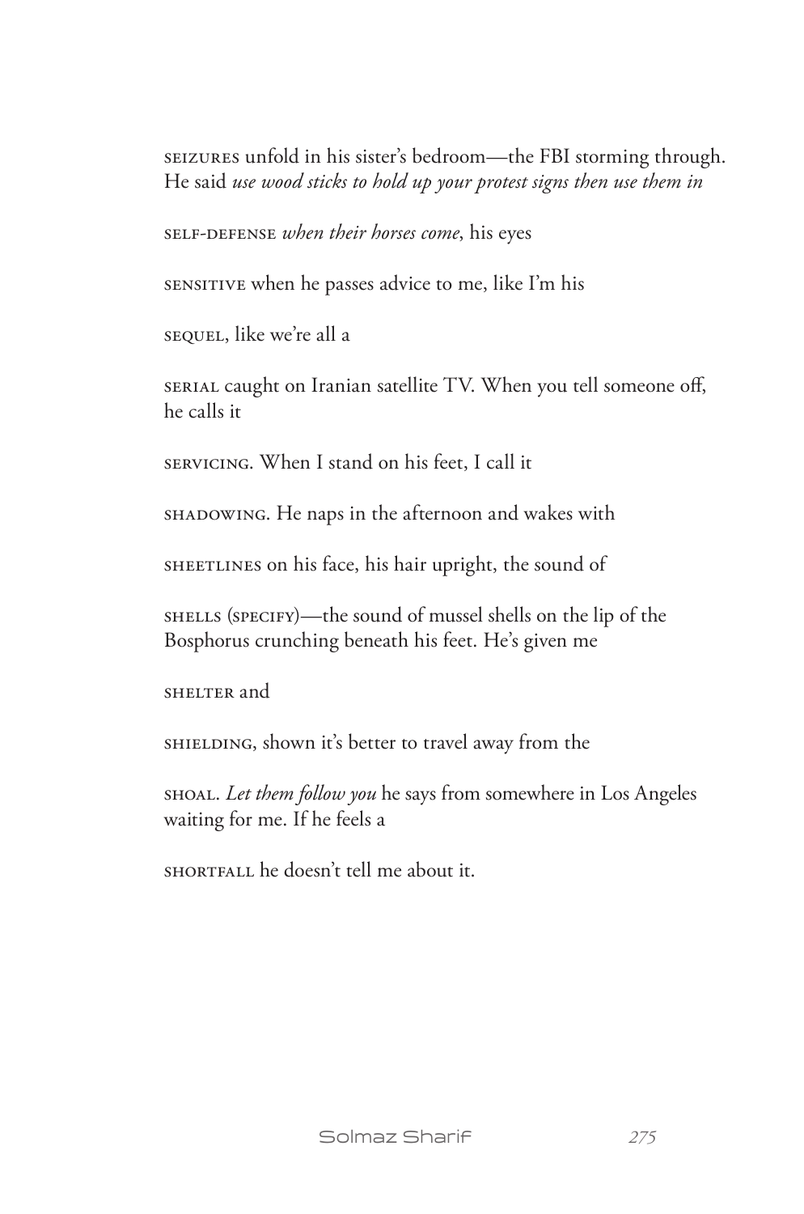SEIZURES unfold in his sister's bedroom—the FBI storming through. He said *use wood sticks to hold up your protest signs then use them in*

SELF-DEFENSE *when their horses come*, his eyes

SENSITIVE when he passes advice to me, like I'm his

SEQUEL, like we're all a

SERIAL caught on Iranian satellite TV. When you tell someone off, he calls it

SERVICING. When I stand on his feet, I call it

SHADOWING. He naps in the afternoon and wakes with

SHEETLINES on his face, his hair upright, the sound of

SHELLS (SPECIFY)—the sound of mussel shells on the lip of the Bosphorus crunching beneath his feet. He's given me

SHELTER and

SHIELDING, shown it's better to travel away from the

SHOAL. *Let them follow you* he says from somewhere in Los Angeles waiting for me. If he feels a

SHORTFALL he doesn't tell me about it.